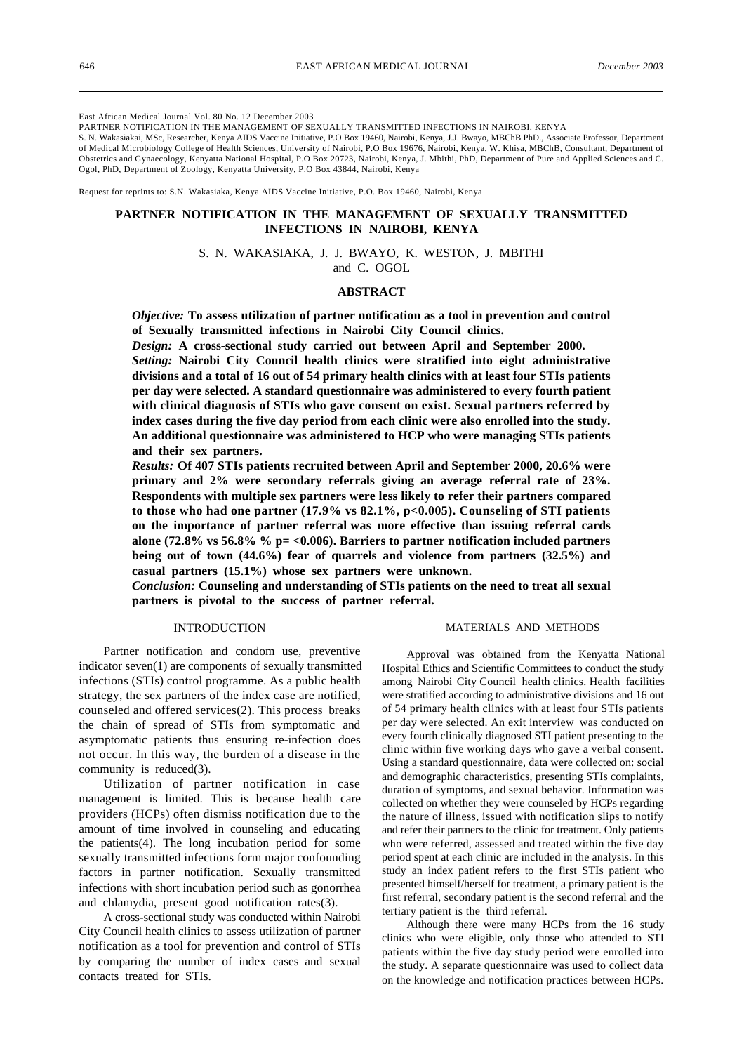East African Medical Journal Vol. 80 No. 12 December 2003

PARTNER NOTIFICATION IN THE MANAGEMENT OF SEXUALLY TRANSMITTED INFECTIONS IN NAIROBI, KENYA

S. N. Wakasiakai, MSc, Researcher, Kenya AIDS Vaccine Initiative, P.O Box 19460, Nairobi, Kenya, J.J. Bwayo, MBChB PhD., Associate Professor, Department of Medical Microbiology College of Health Sciences, University of Nairobi, P.O Box 19676, Nairobi, Kenya, W. Khisa, MBChB, Consultant, Department of Obstetrics and Gynaecology, Kenyatta National Hospital, P.O Box 20723, Nairobi, Kenya, J. Mbithi, PhD, Department of Pure and Applied Sciences and C. Ogol, PhD, Department of Zoology, Kenyatta University, P.O Box 43844, Nairobi, Kenya

Request for reprints to: S.N. Wakasiaka, Kenya AIDS Vaccine Initiative, P.O. Box 19460, Nairobi, Kenya

# PARTNER NOTIFICATION IN THE MANAGEMENT OF SEXUALLY TRANSMITTED INFECTIONS IN NAIROBI, KENYA

S. N. WAKASIAKA, J. J. BWAYO, K. WESTON, J. MBITHI and C. OGOL

## ABSTRACT

***Objective:*** **To assess utilization of partner notification as a tool in prevention and control of Sexually transmitted infections in Nairobi City Council clinics.**

***Design:*** **A cross-sectional study carried out between April and September 2000.**

***Setting:*** **Nairobi City Council health clinics were stratified into eight administrative divisions and a total of 16 out of 54 primary health clinics with at least four STIs patients per day were selected. A standard questionnaire was administered to every fourth patient with clinical diagnosis of STIs who gave consent on exist. Sexual partners referred by index cases during the five day period from each clinic were also enrolled into the study. An additional questionnaire was administered to HCP who were managing STIs patients and their sex partners.**

***Results:*** **Of 407 STIs patients recruited between April and September 2000, 20.6% were primary and 2% were secondary referrals giving an average referral rate of 23%. Respondents with multiple sex partners were less likely to refer their partners compared to those who had one partner (17.9% vs 82.1%, $p<0.005$). Counseling of STI patients on the importance of partner referral was more effective than issuing referral cards alone (72.8% vs 56.8% % $p= <0.006$). Barriers to partner notification included partners being out of town (44.6%) fear of quarrels and violence from partners (32.5%) and casual partners (15.1%) whose sex partners were unknown.**

***Conclusion:*** **Counseling and understanding of STIs patients on the need to treat all sexual partners is pivotal to the success of partner referral.**

## INTRODUCTION

Partner notification and condom use, preventive indicator seven(1) are components of sexually transmitted infections (STIs) control programme. As a public health strategy, the sex partners of the index case are notified, counseled and offered services(2). This process breaks the chain of spread of STIs from symptomatic and asymptomatic patients thus ensuring re-infection does not occur. In this way, the burden of a disease in the community is reduced(3).

Utilization of partner notification in case management is limited. This is because health care providers (HCPs) often dismiss notification due to the amount of time involved in counseling and educating the patients(4). The long incubation period for some sexually transmitted infections form major confounding factors in partner notification. Sexually transmitted infections with short incubation period such as gonorrhea and chlamydia, present good notification rates(3).

A cross-sectional study was conducted within Nairobi City Council health clinics to assess utilization of partner notification as a tool for prevention and control of STIs by comparing the number of index cases and sexual contacts treated for STIs.

## MATERIALS AND METHODS

Approval was obtained from the Kenyatta National Hospital Ethics and Scientific Committees to conduct the study among Nairobi City Council health clinics. Health facilities were stratified according to administrative divisions and 16 out of 54 primary health clinics with at least four STIs patients per day were selected. An exit interview was conducted on every fourth clinically diagnosed STI patient presenting to the clinic within five working days who gave a verbal consent. Using a standard questionnaire, data were collected on: social and demographic characteristics, presenting STIs complaints, duration of symptoms, and sexual behavior. Information was collected on whether they were counseled by HCPs regarding the nature of illness, issued with notification slips to notify and refer their partners to the clinic for treatment. Only patients who were referred, assessed and treated within the five day period spent at each clinic are included in the analysis. In this study an index patient refers to the first STIs patient who presented himself/herself for treatment, a primary patient is the first referral, secondary patient is the second referral and the tertiary patient is the third referral.

Although there were many HCPs from the 16 study clinics who were eligible, only those who attended to STI patients within the five day study period were enrolled into the study. A separate questionnaire was used to collect data on the knowledge and notification practices between HCPs.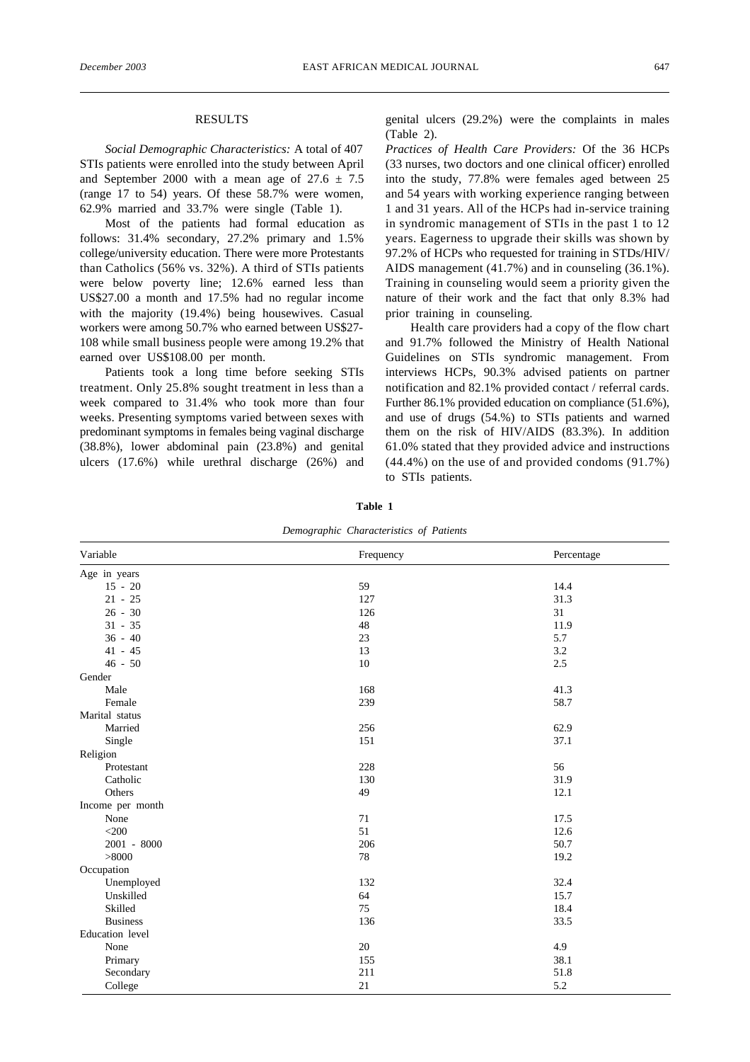## RESULTS

*Social Demographic Characteristics:* A total of 407 STIs patients were enrolled into the study between April and September 2000 with a mean age of $27.6 \pm 7.5$ (range 17 to 54) years. Of these 58.7% were women, 62.9% married and 33.7% were single (Table 1).

Most of the patients had formal education as follows: 31.4% secondary, 27.2% primary and 1.5% college/university education. There were more Protestants than Catholics (56% vs. 32%). A third of STIs patients were below poverty line; 12.6% earned less than US$27.00 a month and 17.5% had no regular income with the majority (19.4%) being housewives. Casual workers were among 50.7% who earned between US$27-108 while small business people were among 19.2% that earned over US$108.00 per month.

Patients took a long time before seeking STIs treatment. Only 25.8% sought treatment in less than a week compared to 31.4% who took more than four weeks. Presenting symptoms varied between sexes with predominant symptoms in females being vaginal discharge (38.8%), lower abdominal pain (23.8%) and genital ulcers (17.6%) while urethral discharge (26%) and genital ulcers (29.2%) were the complaints in males (Table 2).

*Practices of Health Care Providers:* Of the 36 HCPs (33 nurses, two doctors and one clinical officer) enrolled into the study, 77.8% were females aged between 25 and 54 years with working experience ranging between 1 and 31 years. All of the HCPs had in-service training in syndromic management of STIs in the past 1 to 12 years. Eagerness to upgrade their skills was shown by 97.2% of HCPs who requested for training in STDs/HIV/AIDS management (41.7%) and in counseling (36.1%). Training in counseling would seem a priority given the nature of their work and the fact that only 8.3% had prior training in counseling.

Health care providers had a copy of the flow chart and 91.7% followed the Ministry of Health National Guidelines on STIs syndromic management. From interviews HCPs, 90.3% advised patients on partner notification and 82.1% provided contact / referral cards. Further 86.1% provided education on compliance (51.6%), and use of drugs (54.%) to STIs patients and warned them on the risk of HIV/AIDS (83.3%). In addition 61.0% stated that they provided advice and instructions (44.4%) on the use of and provided condoms (91.7%) to STIs patients.

**Table 1**

*Demographic Characteristics of Patients*

| Variable | Frequency | Percentage |
|---|---|---|
| Age in years | | |
| 15 - 20 | 59 | 14.4 |
| 21 - 25 | 127 | 31.3 |
| 26 - 30 | 126 | 31 |
| 31 - 35 | 48 | 11.9 |
| 36 - 40 | 23 | 5.7 |
| 41 - 45 | 13 | 3.2 |
| 46 - 50 | 10 | 2.5 |
| Gender | | |
| Male | 168 | 41.3 |
| Female | 239 | 58.7 |
| Marital status | | |
| Married | 256 | 62.9 |
| Single | 151 | 37.1 |
| Religion | | |
| Protestant | 228 | 56 |
| Catholic | 130 | 31.9 |
| Others | 49 | 12.1 |
| Income per month | | |
| None | 71 | 17.5 |
| <200 | 51 | 12.6 |
| 2001 - 8000 | 206 | 50.7 |
| >8000 | 78 | 19.2 |
| Occupation | | |
| Unemployed | 132 | 32.4 |
| Unskilled | 64 | 15.7 |
| Skilled | 75 | 18.4 |
| Business | 136 | 33.5 |
| Education level | | |
| None | 20 | 4.9 |
| Primary | 155 | 38.1 |
| Secondary | 211 | 51.8 |
| College | 21 | 5.2 |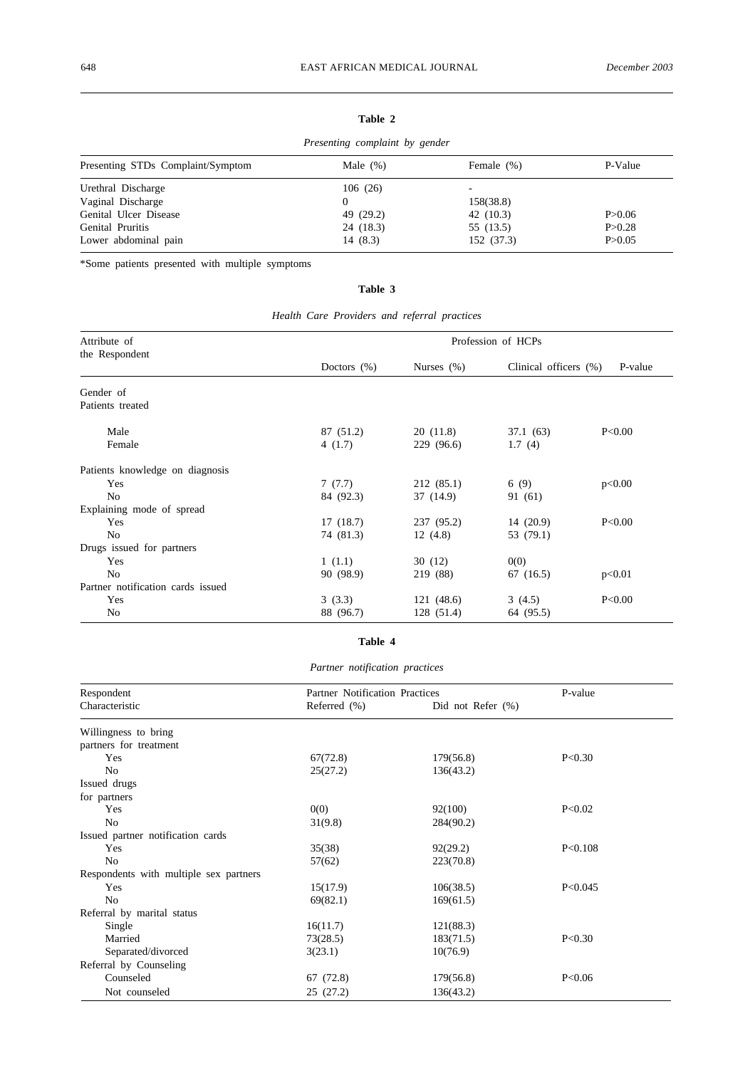**Table 2**

*Presenting complaint by gender*

| Presenting STDs Complaint/Symptom | Male (%) | Female (%) | P-Value |
|---|---|---|---|
| Urethral Discharge | 106 (26) | - | |
| Vaginal Discharge | 0 | 158(38.8) | |
| Genital Ulcer Disease | 49 (29.2) | 42 (10.3) | P>0.06 |
| Genital Pruritis | 24 (18.3) | 55 (13.5) | P>0.28 |
| Lower abdominal pain | 14 (8.3) | 152 (37.3) | P>0.05 |

*Some patients presented with multiple symptoms

**Table 3**

*Health Care Providers and referral practices*

| Attribute of the Respondent | Profession of HCPs | | | |
|---|---|---|---|---|
| | Doctors (%) | Nurses (%) | Clinical officers (%) | P-value |
| Gender of Patients treated | | | | |
| Male | 87 (51.2) | 20 (11.8) | 37.1 (63) | P<0.00 |
| Female | 4 (1.7) | 229 (96.6) | 1.7 (4) | |
| Patients knowledge on diagnosis | | | | |
| Yes | 7 (7.7) | 212 (85.1) | 6 (9) | p<0.00 |
| No | 84 (92.3) | 37 (14.9) | 91 (61) | |
| Explaining mode of spread | | | | |
| Yes | 17 (18.7) | 237 (95.2) | 14 (20.9) | P<0.00 |
| No | 74 (81.3) | 12 (4.8) | 53 (79.1) | |
| Drugs issued for partners | | | | |
| Yes | 1 (1.1) | 30 (12) | 0(0) | |
| No | 90 (98.9) | 219 (88) | 67 (16.5) | p<0.01 |
| Partner notification cards issued | | | | |
| Yes | 3 (3.3) | 121 (48.6) | 3 (4.5) | P<0.00 |
| No | 88 (96.7) | 128 (51.4) | 64 (95.5) | |

**Table 4**

*Partner notification practices*

| Respondent Characteristic | Partner Notification Practices | | P-value |
|---|---|---|---|
| | Referred (%) | Did not Refer (%) | |
| Willingness to bring partners for treatment | | | |
| Yes | 67(72.8) | 179(56.8) | P<0.30 |
| No | 25(27.2) | 136(43.2) | |
| Issued drugs for partners | | | |
| Yes | 0(0) | 92(100) | P<0.02 |
| No | 31(9.8) | 284(90.2) | |
| Issued partner notification cards | | | |
| Yes | 35(38) | 92(29.2) | P<0.108 |
| No | 57(62) | 223(70.8) | |
| Respondents with multiple sex partners | | | |
| Yes | 15(17.9) | 106(38.5) | P<0.045 |
| No | 69(82.1) | 169(61.5) | |
| Referral by marital status | | | |
| Single | 16(11.7) | 121(88.3) | |
| Married | 73(28.5) | 183(71.5) | P<0.30 |
| Separated/divorced | 3(23.1) | 10(76.9) | |
| Referral by Counseling | | | |
| Counseled | 67 (72.8) | 179(56.8) | P<0.06 |
| Not counseled | 25 (27.2) | 136(43.2) | |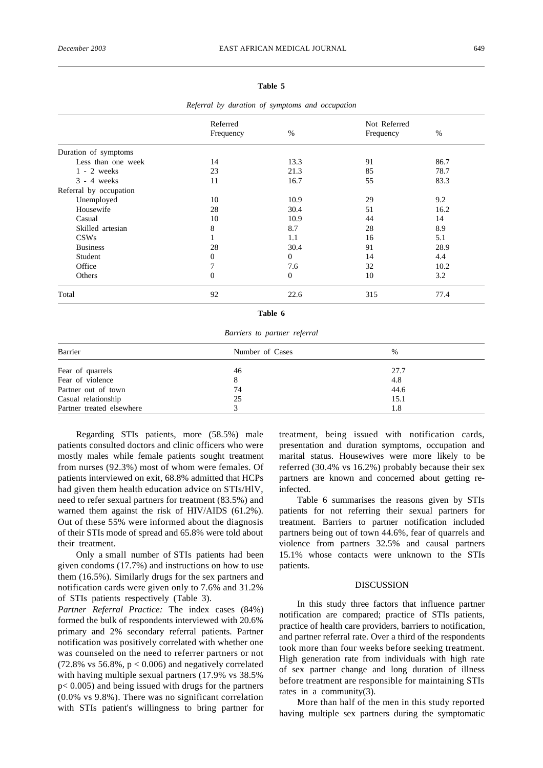**Table 5**

*Referral by duration of symptoms and occupation*

| | Referred Frequency | % | Not Referred Frequency | % |
|---|---|---|---|---|
| Duration of symptoms | | | | |
| Less than one week | 14 | 13.3 | 91 | 86.7 |
| 1 - 2 weeks | 23 | 21.3 | 85 | 78.7 |
| 3 - 4 weeks | 11 | 16.7 | 55 | 83.3 |
| Referral by occupation | | | | |
| Unemployed | 10 | 10.9 | 29 | 9.2 |
| Housewife | 28 | 30.4 | 51 | 16.2 |
| Casual | 10 | 10.9 | 44 | 14 |
| Skilled artesian | 8 | 8.7 | 28 | 8.9 |
| CSWs | 1 | 1.1 | 16 | 5.1 |
| Business | 28 | 30.4 | 91 | 28.9 |
| Student | 0 | 0 | 14 | 4.4 |
| Office | 7 | 7.6 | 32 | 10.2 |
| Others | 0 | 0 | 10 | 3.2 |
| Total | 92 | 22.6 | 315 | 77.4 |

**Table 6**

*Barriers to partner referral*

| Barrier | Number of Cases | % |
|---|---|---|
| Fear of quarrels | 46 | 27.7 |
| Fear of violence | 8 | 4.8 |
| Partner out of town | 74 | 44.6 |
| Casual relationship | 25 | 15.1 |
| Partner treated elsewhere | 3 | 1.8 |

Regarding STIs patients, more (58.5%) male patients consulted doctors and clinic officers who were mostly males while female patients sought treatment from nurses (92.3%) most of whom were females. Of patients interviewed on exit, 68.8% admitted that HCPs had given them health education advice on STIs/HIV, need to refer sexual partners for treatment (83.5%) and warned them against the risk of HIV/AIDS (61.2%). Out of these 55% were informed about the diagnosis of their STIs mode of spread and 65.8% were told about their treatment.

Only a small number of STIs patients had been given condoms (17.7%) and instructions on how to use them (16.5%). Similarly drugs for the sex partners and notification cards were given only to 7.6% and 31.2% of STIs patients respectively (Table 3).

*Partner Referral Practice:* The index cases (84%) formed the bulk of respondents interviewed with 20.6% primary and 2% secondary referral patients. Partner notification was positively correlated with whether one was counseled on the need to referrer partners or not (72.8% vs 56.8%, $p < 0.006$) and negatively correlated with having multiple sexual partners (17.9% vs 38.5% $p < 0.005$) and being issued with drugs for the partners (0.0% vs 9.8%). There was no significant correlation with STIs patient's willingness to bring partner for treatment, being issued with notification cards, presentation and duration symptoms, occupation and marital status. Housewives were more likely to be referred (30.4% vs 16.2%) probably because their sex partners are known and concerned about getting re-infected.

Table 6 summarises the reasons given by STIs patients for not referring their sexual partners for treatment. Barriers to partner notification included partners being out of town 44.6%, fear of quarrels and violence from partners 32.5% and causal partners 15.1% whose contacts were unknown to the STIs patients.

## DISCUSSION

In this study three factors that influence partner notification are compared; practice of STIs patients, practice of health care providers, barriers to notification, and partner referral rate. Over a third of the respondents took more than four weeks before seeking treatment. High generation rate from individuals with high rate of sex partner change and long duration of illness before treatment are responsible for maintaining STIs rates in a community(3).

More than half of the men in this study reported having multiple sex partners during the symptomatic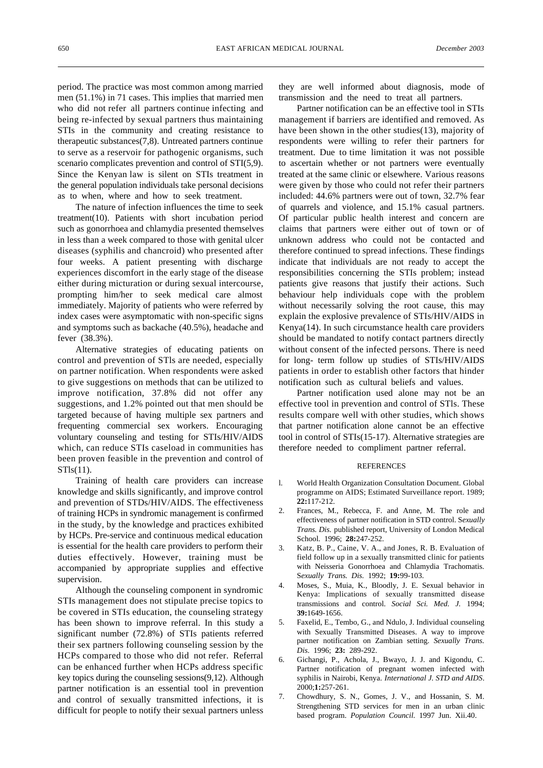period. The practice was most common among married men (51.1%) in 71 cases. This implies that married men who did not refer all partners continue infecting and being re-infected by sexual partners thus maintaining STIs in the community and creating resistance to therapeutic substances(7,8). Untreated partners continue to serve as a reservoir for pathogenic organisms, such scenario complicates prevention and control of STI(5,9). Since the Kenyan law is silent on STIs treatment in the general population individuals take personal decisions as to when, where and how to seek treatment.

The nature of infection influences the time to seek treatment(10). Patients with short incubation period such as gonorrhoea and chlamydia presented themselves in less than a week compared to those with genital ulcer diseases (syphilis and chancroid) who presented after four weeks. A patient presenting with discharge experiences discomfort in the early stage of the disease either during micturation or during sexual intercourse, prompting him/her to seek medical care almost immediately. Majority of patients who were referred by index cases were asymptomatic with non-specific signs and symptoms such as backache (40.5%), headache and fever (38.3%).

Alternative strategies of educating patients on control and prevention of STIs are needed, especially on partner notification. When respondents were asked to give suggestions on methods that can be utilized to improve notification, 37.8% did not offer any suggestions, and 1.2% pointed out that men should be targeted because of having multiple sex partners and frequenting commercial sex workers. Encouraging voluntary counseling and testing for STIs/HIV/AIDS which, can reduce STIs caseload in communities has been proven feasible in the prevention and control of STIs(11).

Training of health care providers can increase knowledge and skills significantly, and improve control and prevention of STDs/HIV/AIDS. The effectiveness of training HCPs in syndromic management is confirmed in the study, by the knowledge and practices exhibited by HCPs. Pre-service and continuous medical education is essential for the health care providers to perform their duties effectively. However, training must be accompanied by appropriate supplies and effective supervision.

Although the counseling component in syndromic STIs management does not stipulate precise topics to be covered in STIs education, the counseling strategy has been shown to improve referral. In this study a significant number (72.8%) of STIs patients referred their sex partners following counseling session by the HCPs compared to those who did not refer. Referral can be enhanced further when HCPs address specific key topics during the counseling sessions(9,12). Although partner notification is an essential tool in prevention and control of sexually transmitted infections, it is difficult for people to notify their sexual partners unless they are well informed about diagnosis, mode of transmission and the need to treat all partners.

Partner notification can be an effective tool in STIs management if barriers are identified and removed. As have been shown in the other studies(13), majority of respondents were willing to refer their partners for treatment. Due to time limitation it was not possible to ascertain whether or not partners were eventually treated at the same clinic or elsewhere. Various reasons were given by those who could not refer their partners included: 44.6% partners were out of town, 32.7% fear of quarrels and violence, and 15.1% casual partners. Of particular public health interest and concern are claims that partners were either out of town or of unknown address who could not be contacted and therefore continued to spread infections. These findings indicate that individuals are not ready to accept the responsibilities concerning the STIs problem; instead patients give reasons that justify their actions. Such behaviour help individuals cope with the problem without necessarily solving the root cause, this may explain the explosive prevalence of STIs/HIV/AIDS in Kenya(14). In such circumstance health care providers should be mandated to notify contact partners directly without consent of the infected persons. There is need for long- term follow up studies of STIs/HIV/AIDS patients in order to establish other factors that hinder notification such as cultural beliefs and values.

Partner notification used alone may not be an effective tool in prevention and control of STIs. These results compare well with other studies, which shows that partner notification alone cannot be an effective tool in control of STIs(15-17). Alternative strategies are therefore needed to compliment partner referral.

## REFERENCES

1. World Health Organization Consultation Document. Global programme on AIDS; Estimated Surveillance report. 1989; **22:**117-212.
2. Frances, M., Rebecca, F. and Anne, M. The role and effectiveness of partner notification in STD control. *Sexually Trans. Dis.* published report, University of London Medical School. 1996; **28:**247-252.
3. Katz, B. P., Caine, V. A., and Jones, R. B. Evaluation of field follow up in a sexually transmitted clinic for patients with Neisseria Gonorrhoea and Chlamydia Trachomatis. *Sexually Trans. Dis.* 1992; **19:**99-103.
4. Moses, S., Muia, K., Bloodly, J. E. Sexual behavior in Kenya: Implications of sexually transmitted disease transmissions and control. *Social Sci. Med. J.* 1994; **39:**1649-1656.
5. Faxelid, E., Tembo, G., and Ndulo, J. Individual counseling with Sexually Transmitted Diseases. A way to improve partner notification on Zambian setting. *Sexually Trans. Dis.* 1996; **23:** 289-292.
6. Gichangi, P., Achola, J., Bwayo, J. J. and Kigondu, C. Partner notification of pregnant women infected with syphilis in Nairobi, Kenya. *International J. STD and AIDS*. 2000;**1:**257-261.
7. Chowdhury, S. N., Gomes, J. V., and Hossanin, S. M. Strengthening STD services for men in an urban clinic based program. *Population Council.* 1997 Jun. Xii.40.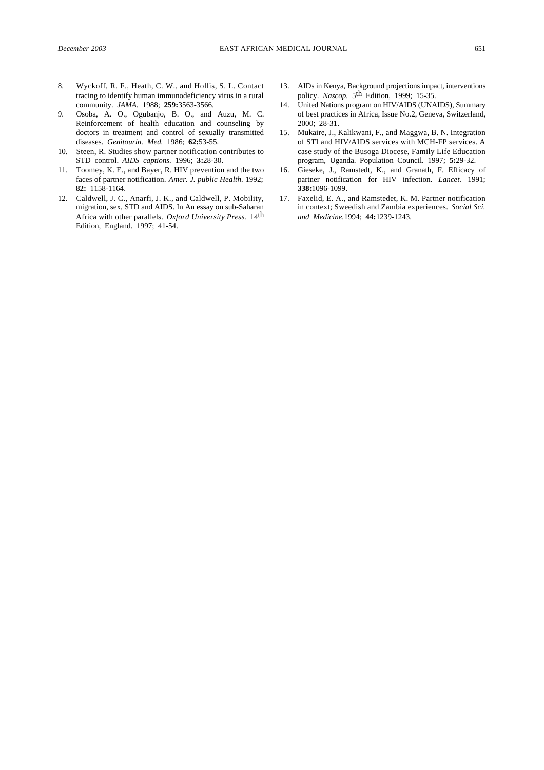8. Wyckoff, R. F., Heath, C. W., and Hollis, S. L. Contact tracing to identify human immunodeficiency virus in a rural community. *JAMA.* 1988; **259:**3563-3566.
9. Osoba, A. O., Ogubanjo, B. O., and Auzu, M. C. Reinforcement of health education and counseling by doctors in treatment and control of sexually transmitted diseases. *Genitourin. Med.* 1986; **62:**53-55.
10. Steen, R. Studies show partner notification contributes to STD control. *AIDS captions.* 1996; **3:**28-30.
11. Toomey, K. E., and Bayer, R. HIV prevention and the two faces of partner notification. *Amer. J. public Health.* 1992; **82:** 1158-1164.
12. Caldwell, J. C., Anarfi, J. K., and Caldwell, P. Mobility, migration, sex, STD and AIDS. In An essay on sub-Saharan Africa with other parallels. *Oxford University Press.* 14th Edition, England. 1997; 41-54.
13. AIDs in Kenya, Background projections impact, interventions policy. *Nascop.* 5th Edition, 1999; 15-35.
14. United Nations program on HIV/AIDS (UNAIDS), Summary of best practices in Africa, Issue No.2, Geneva, Switzerland, 2000; 28-31.
15. Mukaire, J., Kalikwani, F., and Maggwa, B. N. Integration of STI and HIV/AIDS services with MCH-FP services. A case study of the Busoga Diocese, Family Life Education program, Uganda. Population Council. 1997; **5:**29-32.
16. Gieseke, J., Ramstedt, K., and Granath, F. Efficacy of partner notification for HIV infection. *Lancet.* 1991; **338:**1096-1099.
17. Faxelid, E. A., and Ramstedet, K. M. Partner notification in context; Sweedish and Zambia experiences. *Social Sci. and Medicine.*1994; **44:**1239-1243.